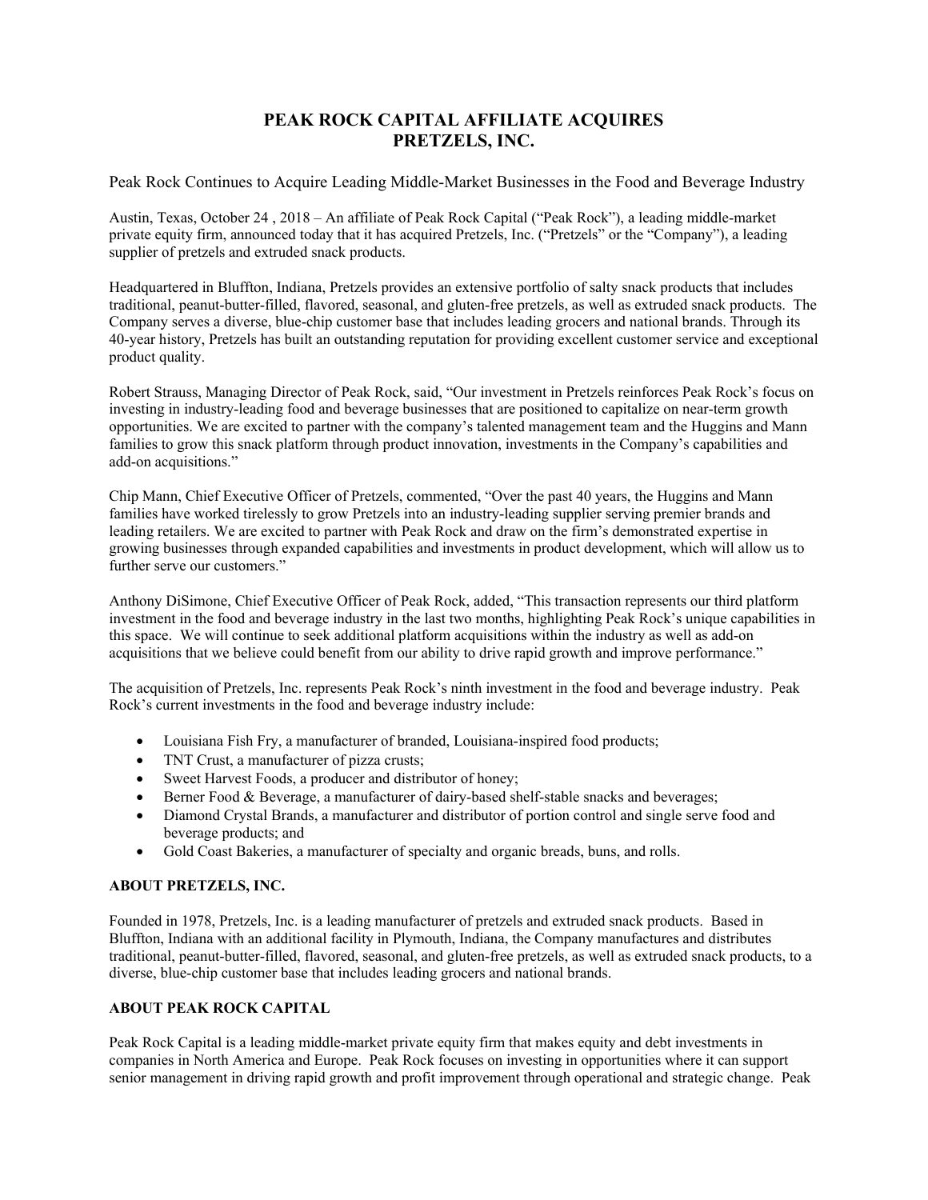# PEAK ROCK CAPITAL AFFILIATE ACQUIRES PRETZELS, INC.

Peak Rock Continues to Acquire Leading Middle-Market Businesses in the Food and Beverage Industry

Austin, Texas, October 24 , 2018 – An affiliate of Peak Rock Capital ("Peak Rock"), a leading middle-market private equity firm, announced today that it has acquired Pretzels, Inc. ("Pretzels" or the "Company"), a leading supplier of pretzels and extruded snack products.

Headquartered in Bluffton, Indiana, Pretzels provides an extensive portfolio of salty snack products that includes traditional, peanut-butter-filled, flavored, seasonal, and gluten-free pretzels, as well as extruded snack products. The Company serves a diverse, blue-chip customer base that includes leading grocers and national brands. Through its 40-year history, Pretzels has built an outstanding reputation for providing excellent customer service and exceptional product quality.

Robert Strauss, Managing Director of Peak Rock, said, "Our investment in Pretzels reinforces Peak Rock's focus on investing in industry-leading food and beverage businesses that are positioned to capitalize on near-term growth opportunities. We are excited to partner with the company's talented management team and the Huggins and Mann families to grow this snack platform through product innovation, investments in the Company's capabilities and add-on acquisitions."

Chip Mann, Chief Executive Officer of Pretzels, commented, "Over the past 40 years, the Huggins and Mann families have worked tirelessly to grow Pretzels into an industry-leading supplier serving premier brands and leading retailers. We are excited to partner with Peak Rock and draw on the firm's demonstrated expertise in growing businesses through expanded capabilities and investments in product development, which will allow us to further serve our customers."

Anthony DiSimone, Chief Executive Officer of Peak Rock, added, "This transaction represents our third platform investment in the food and beverage industry in the last two months, highlighting Peak Rock's unique capabilities in this space. We will continue to seek additional platform acquisitions within the industry as well as add-on acquisitions that we believe could benefit from our ability to drive rapid growth and improve performance."

The acquisition of Pretzels, Inc. represents Peak Rock's ninth investment in the food and beverage industry. Peak Rock's current investments in the food and beverage industry include:

- Louisiana Fish Fry, a manufacturer of branded, Louisiana-inspired food products;
- TNT Crust, a manufacturer of pizza crusts;
- Sweet Harvest Foods, a producer and distributor of honey;
- Berner Food & Beverage, a manufacturer of dairy-based shelf-stable snacks and beverages;
- Diamond Crystal Brands, a manufacturer and distributor of portion control and single serve food and beverage products; and
- Gold Coast Bakeries, a manufacturer of specialty and organic breads, buns, and rolls.

**ABOUT PRETZELS, INC.**

Founded in 1978, Pretzels, Inc. is a leading manufacturer of pretzels and extruded snack products. Based in Bluffton, Indiana with an additional facility in Plymouth, Indiana, the Company manufactures and distributes traditional, peanut-butter-filled, flavored, seasonal, and gluten-free pretzels, as well as extruded snack products, to a diverse, blue-chip customer base that includes leading grocers and national brands.

**ABOUT PEAK ROCK CAPITAL**

Peak Rock Capital is a leading middle-market private equity firm that makes equity and debt investments in companies in North America and Europe. Peak Rock focuses on investing in opportunities where it can support senior management in driving rapid growth and profit improvement through operational and strategic change. Peak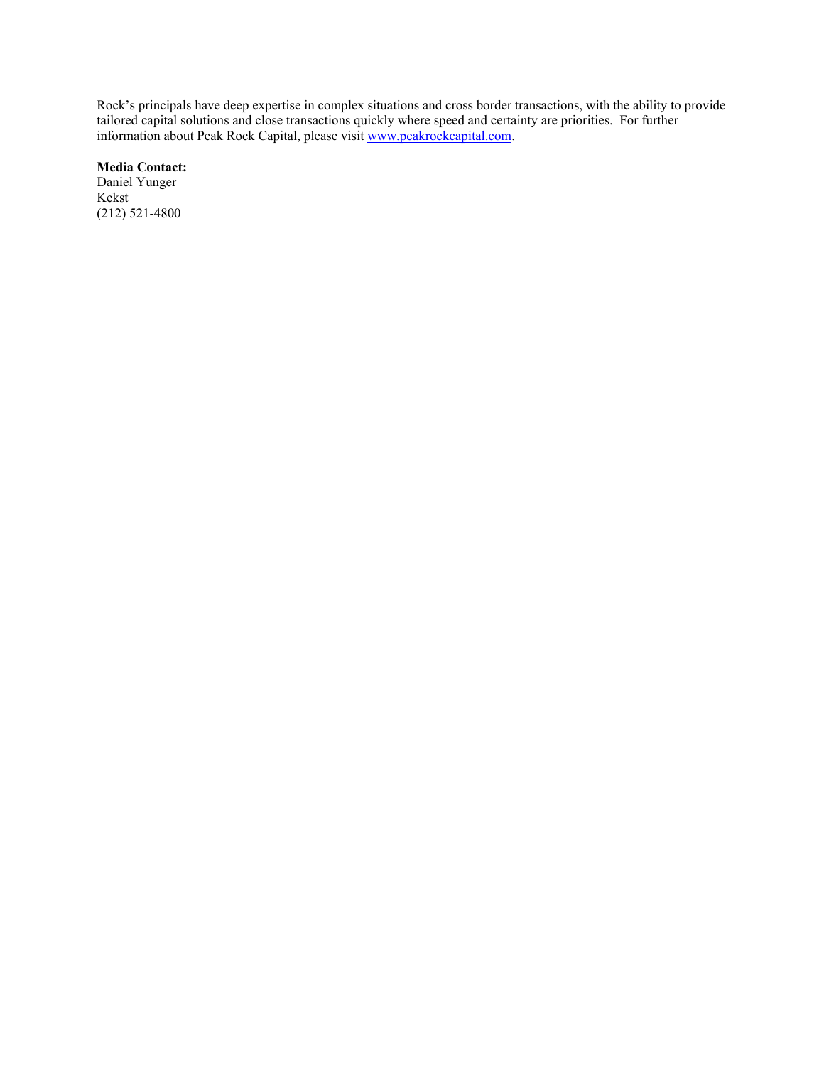Rock's principals have deep expertise in complex situations and cross border transactions, with the ability to provide tailored capital solutions and close transactions quickly where speed and certainty are priorities. For further information about Peak Rock Capital, please visit [www.peakrockcapital.com](http://www.peakrockcapital.com).

**Media Contact:**
Daniel Yunger
Kekst
(212) 521-4800